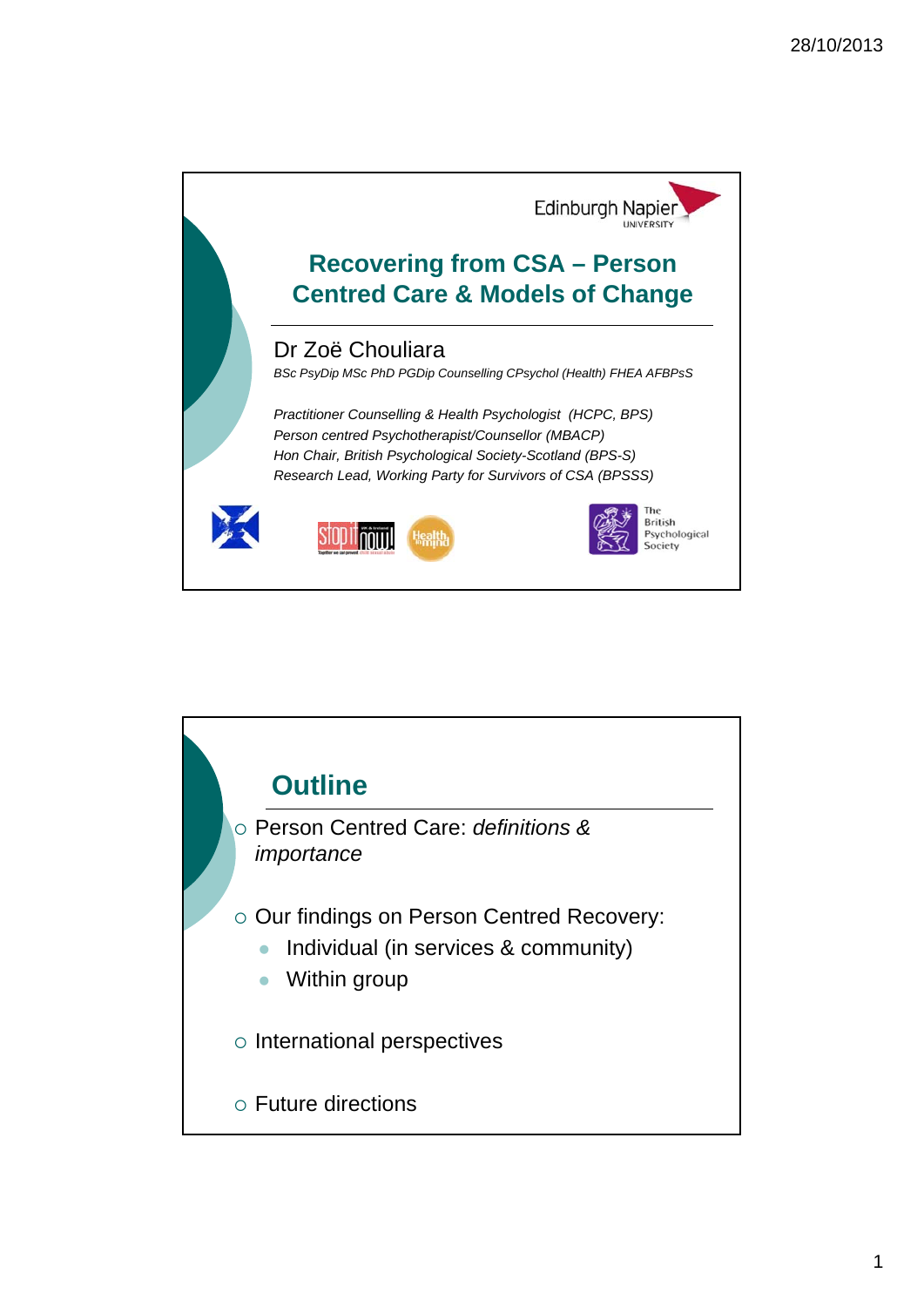Edinburgh Napier UNIVERSITY

# Recovering from CSA – Person Centred Care & Models of Change

Dr Zoë Chouliara

*BSc PsyDip MSc PhD PGDip Counselling CPsychol (Health) FHEA AFBPsS*

*Practitioner Counselling & Health Psychologist (HCPC, BPS)*
*Person centred Psychotherapist/Counsellor (MBACP)*
*Hon Chair, British Psychological Society-Scotland (BPS-S)*
*Research Lead, Working Party for Survivors of CSA (BPSSS)*

The British Psychological Society

## Outline

- Person Centred Care: *definitions & importance*
- Our findings on Person Centred Recovery:
  - Individual (in services & community)
  - Within group
- International perspectives
- Future directions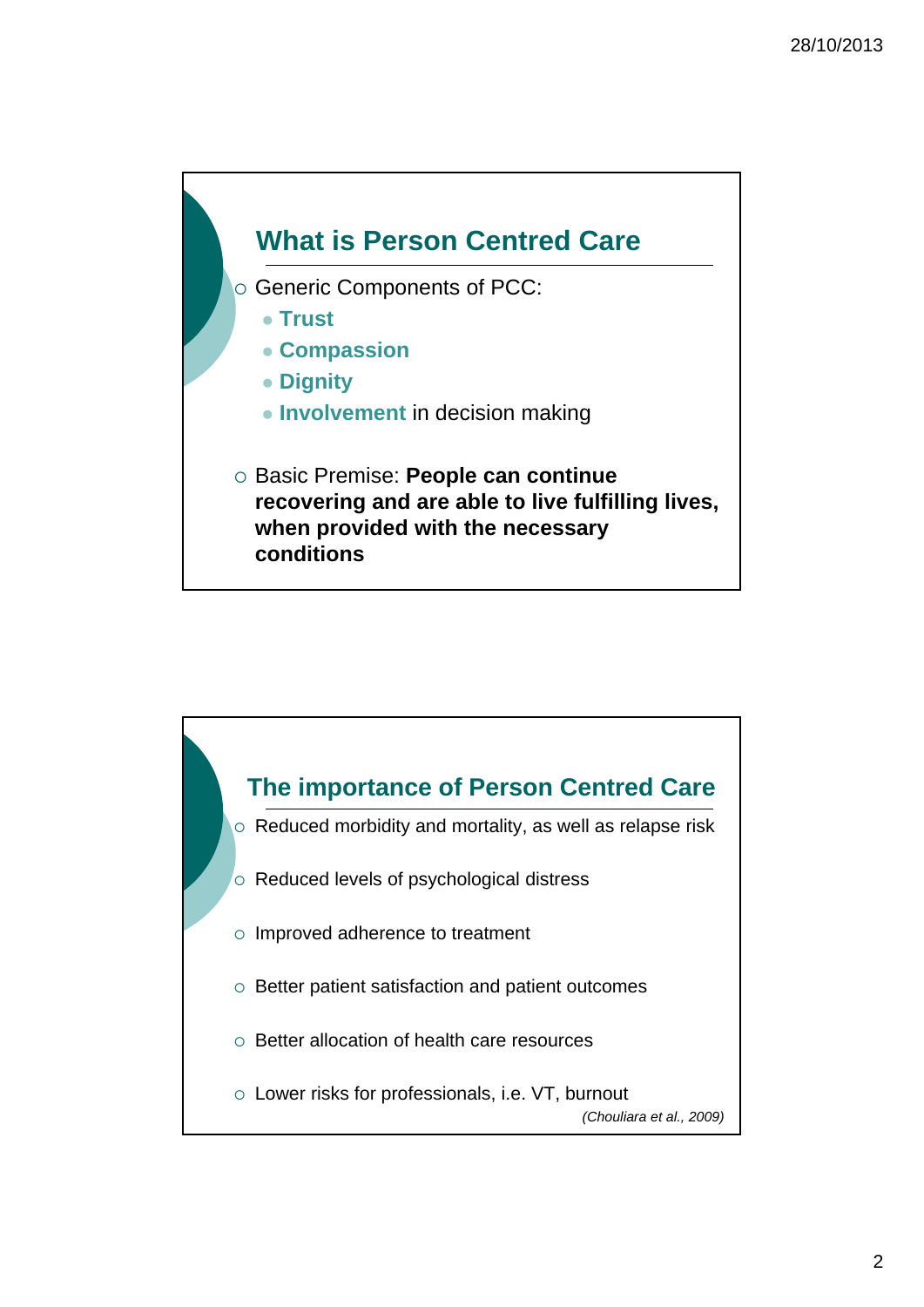## What is Person Centred Care

- Generic Components of PCC:
  - **Trust**
  - **Compassion**
  - **Dignity**
  - **Involvement** in decision making
- Basic Premise: **People can continue recovering and are able to live fulfilling lives, when provided with the necessary conditions**

## The importance of Person Centred Care

- Reduced morbidity and mortality, as well as relapse risk
- Reduced levels of psychological distress
- Improved adherence to treatment
- Better patient satisfaction and patient outcomes
- Better allocation of health care resources
- Lower risks for professionals, i.e. VT, burnout

*(Chouliara et al., 2009)*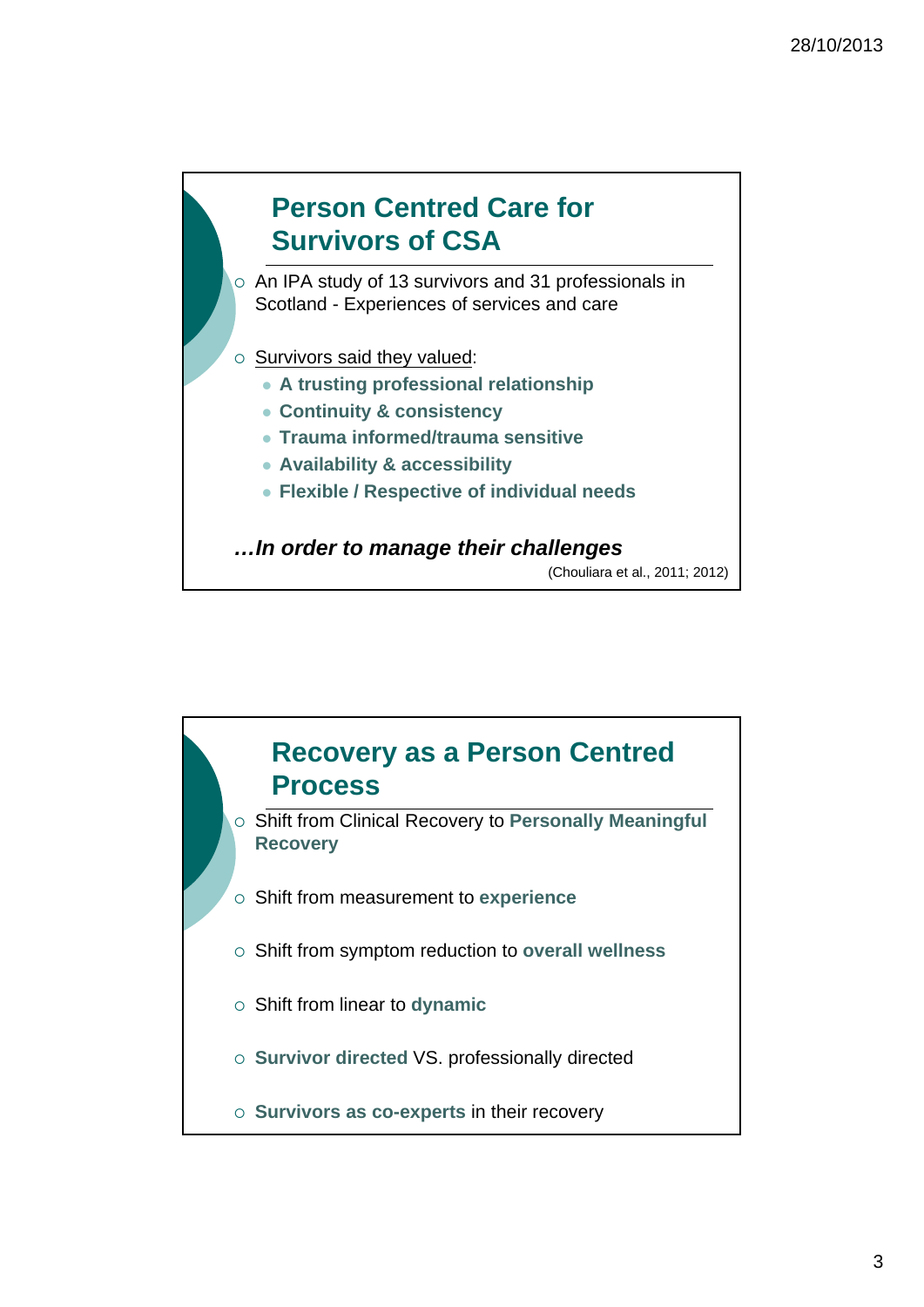## Person Centred Care for Survivors of CSA

- An IPA study of 13 survivors and 31 professionals in Scotland - Experiences of services and care
- Survivors said they valued:
  - **A trusting professional relationship**
  - **Continuity & consistency**
  - **Trauma informed/trauma sensitive**
  - **Availability & accessibility**
  - **Flexible / Respective of individual needs**

***…In order to manage their challenges***

(Chouliara et al., 2011; 2012)

## Recovery as a Person Centred Process

- Shift from Clinical Recovery to **Personally Meaningful Recovery**
- Shift from measurement to **experience**
- Shift from symptom reduction to **overall wellness**
- Shift from linear to **dynamic**
- **Survivor directed** VS. professionally directed
- **Survivors as co-experts** in their recovery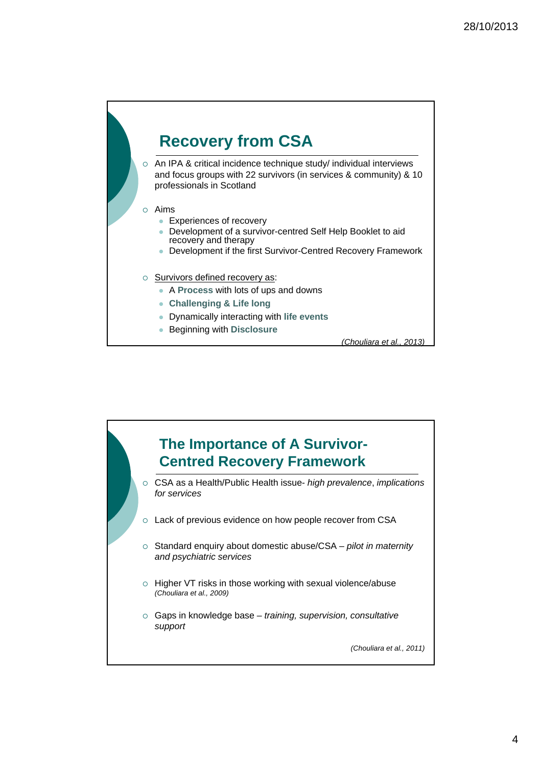## Recovery from CSA

- An IPA & critical incidence technique study/ individual interviews and focus groups with 22 survivors (in services & community) & 10 professionals in Scotland
- Aims
  - Experiences of recovery
  - Development of a survivor-centred Self Help Booklet to aid recovery and therapy
  - Development if the first Survivor-Centred Recovery Framework
- Survivors defined recovery as:
  - A **Process** with lots of ups and downs
  - **Challenging & Life long**
  - Dynamically interacting with **life events**
  - Beginning with **Disclosure**

*(Chouliara et al., 2013)*

## The Importance of A Survivor-Centred Recovery Framework

- CSA as a Health/Public Health issue- *high prevalence*, *implications for services*
- Lack of previous evidence on how people recover from CSA
- Standard enquiry about domestic abuse/CSA – *pilot in maternity and psychiatric services*
- Higher VT risks in those working with sexual violence/abuse *(Chouliara et al., 2009)*
- Gaps in knowledge base – *training, supervision, consultative support*

*(Chouliara et al., 2011)*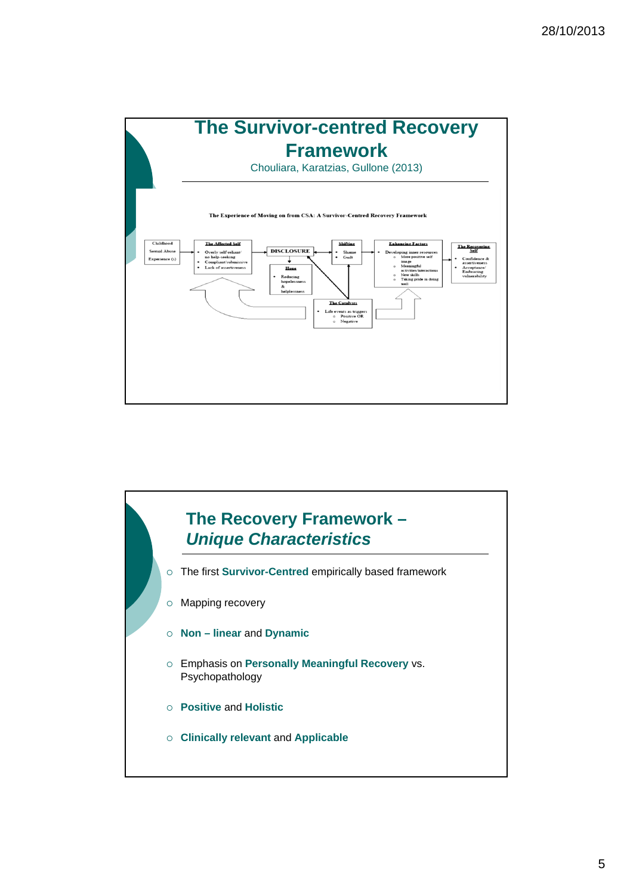## The Survivor-centred Recovery Framework

Chouliara, Karatzias, Gullone (2013)

The Experience of Moving on from CSA: A Survivor-Centred Recovery Framework

Childhood Sexual Abuse Experience (s)

**The Affected Self**
- Overly self-reliant/ no help-seeking
- Compliant/submissive
- Lack of assertiveness

DISCLOSURE

**Hope**
- Reducing hopelessness & helplessness

**Shifting**
- Shame
- Guilt

**The Catalysts**
- Life events as triggers
  - Positive OR
  - Negative

**Enhancing Factors**
- Developing inner resources
  - More positive self image
  - Meaningful activities/interactions
  - New skills
  - Taking pride in doing well

**The Recovering Self**
- Confidence & assertiveness
- Acceptance/ Embracing vulnerability

## The Recovery Framework – *Unique Characteristics*

- The first **Survivor-Centred** empirically based framework
- Mapping recovery
- **Non – linear** and **Dynamic**
- Emphasis on **Personally Meaningful Recovery** vs. Psychopathology
- **Positive** and **Holistic**
- **Clinically relevant** and **Applicable**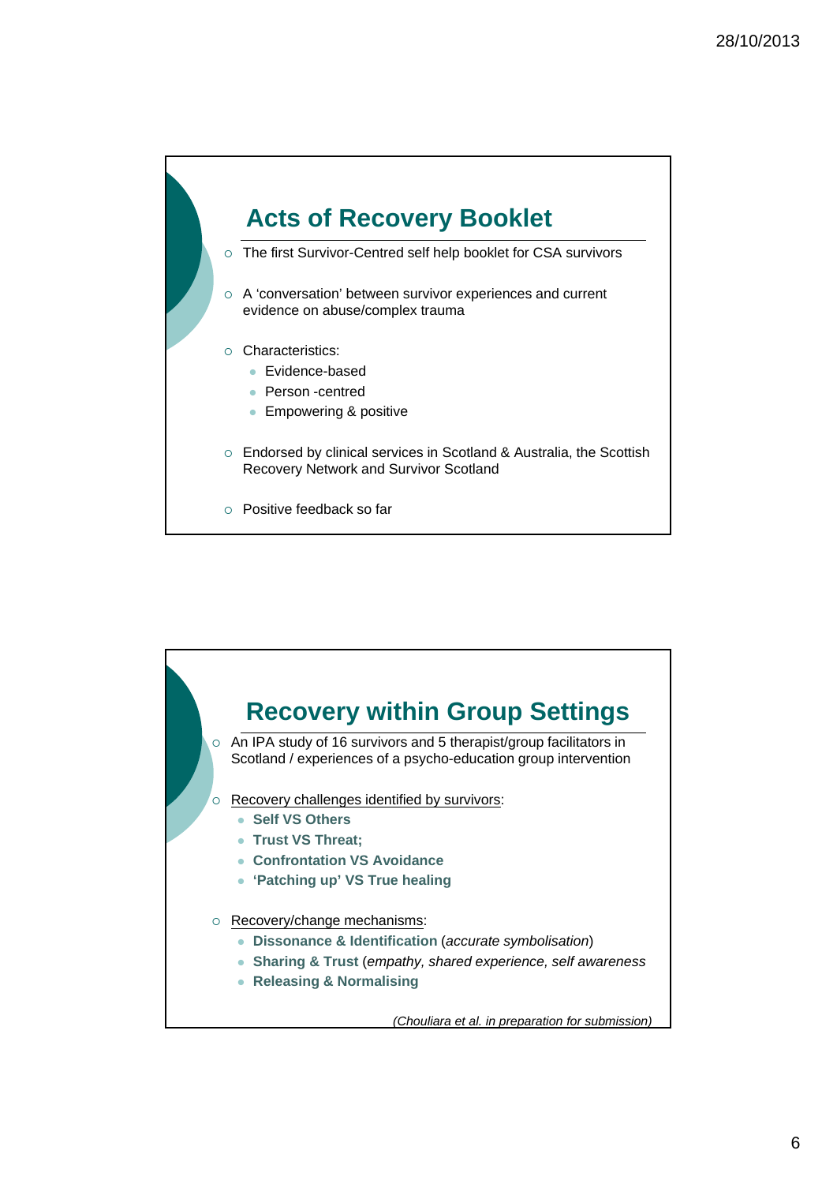## Acts of Recovery Booklet

- The first Survivor-Centred self help booklet for CSA survivors
- A 'conversation' between survivor experiences and current evidence on abuse/complex trauma
- Characteristics:
  - Evidence-based
  - Person -centred
  - Empowering & positive
- Endorsed by clinical services in Scotland & Australia, the Scottish Recovery Network and Survivor Scotland
- Positive feedback so far

## Recovery within Group Settings

- An IPA study of 16 survivors and 5 therapist/group facilitators in Scotland / experiences of a psycho-education group intervention
- Recovery challenges identified by survivors:
  - **Self VS Others**
  - **Trust VS Threat;**
  - **Confrontation VS Avoidance**
  - **'Patching up' VS True healing**
- Recovery/change mechanisms:
  - **Dissonance & Identification** (*accurate symbolisation*)
  - **Sharing & Trust** (*empathy, shared experience, self awareness*
  - **Releasing & Normalising**

*(Chouliara et al. in preparation for submission)*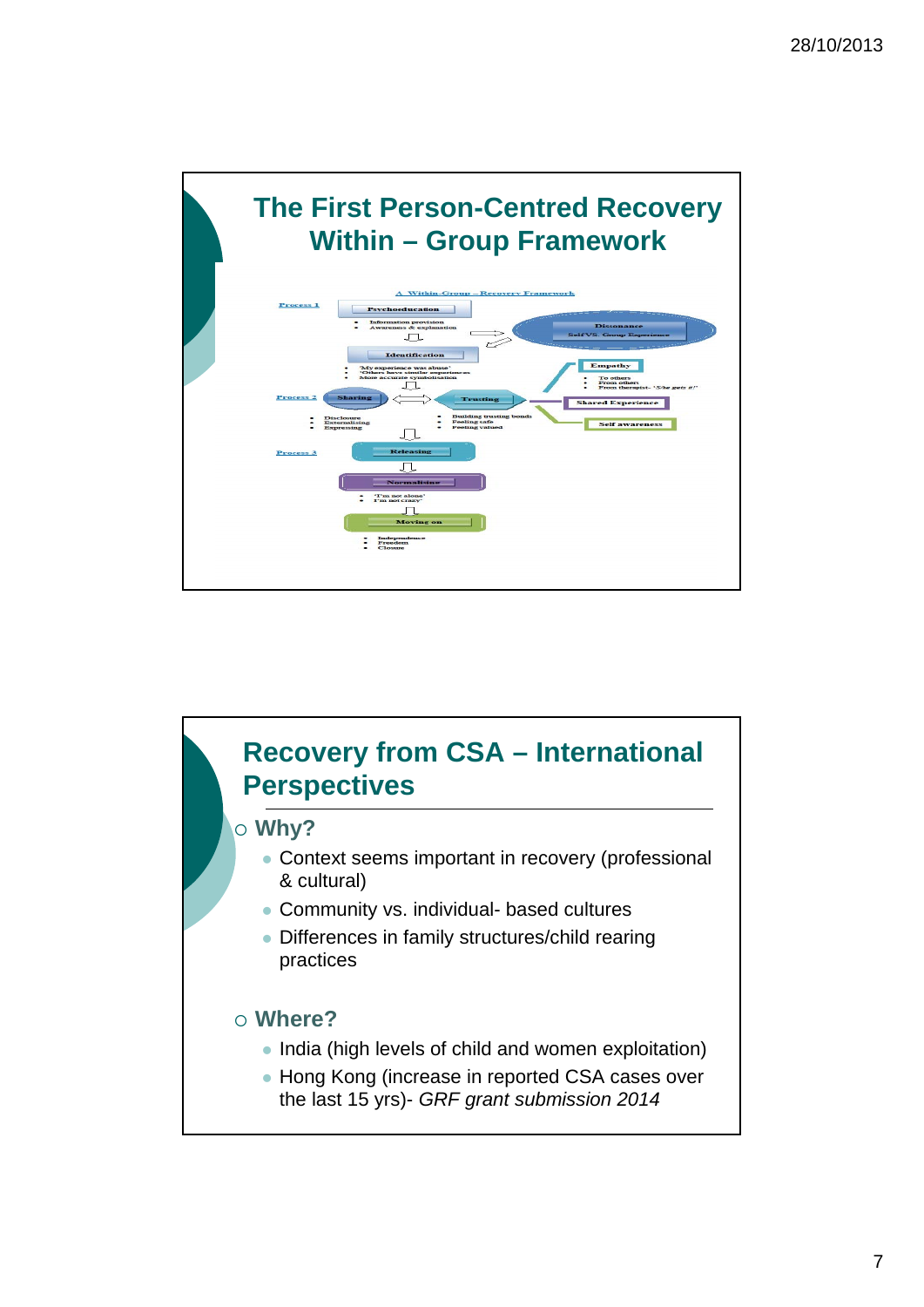## The First Person-Centred Recovery Within – Group Framework

A Within-Group – Recovery Framework

**Process 1**

- Psychoeducation
  - Information provision
  - Awareness & explanation
- Identification
  - 'My experience was abuse'
  - 'Others have similar experiences'
  - More accurate symbolisation

Dissonance: Self VS. Group Experience

**Process 2**

- Sharing
  - Disclosure
  - Externalising
  - Expressing
- Trusting
  - Building trusting bonds
  - Feeling safe
  - Feeling valued

Empathy
- To others
- From others
- From therapist- 'She gets it!'

Shared Experience

Self awareness

**Process 3**

- Releasing
- Normalising
  - 'I'm not alone'
  - 'I'm not crazy'
- Moving on
  - Independence
  - Freedom
  - Closure

## Recovery from CSA – International Perspectives

- **Why?**
  - Context seems important in recovery (professional & cultural)
  - Community vs. individual- based cultures
  - Differences in family structures/child rearing practices
- **Where?**
  - India (high levels of child and women exploitation)
  - Hong Kong (increase in reported CSA cases over the last 15 yrs)- *GRF grant submission 2014*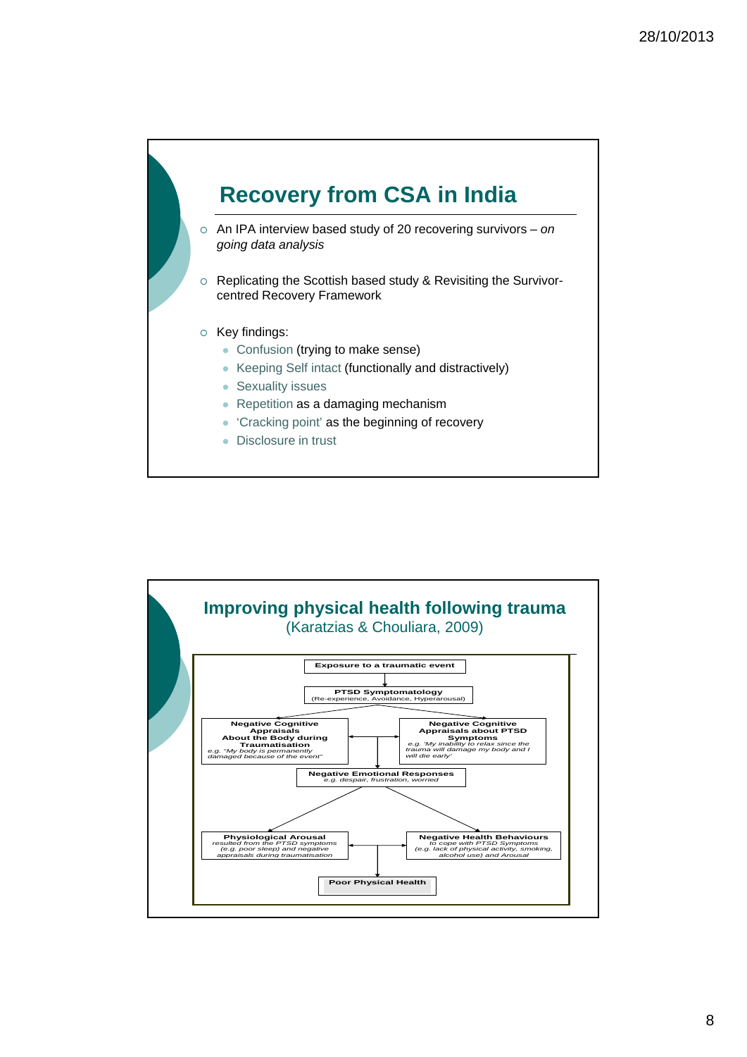## Recovery from CSA in India

- An IPA interview based study of 20 recovering survivors – *on going data analysis*
- Replicating the Scottish based study & Revisiting the Survivor-centred Recovery Framework
- Key findings:
  - Confusion (trying to make sense)
  - Keeping Self intact (functionally and distractively)
  - Sexuality issues
  - Repetition as a damaging mechanism
  - 'Cracking point' as the beginning of recovery
  - Disclosure in trust

## Improving physical health following trauma

(Karatzias & Chouliara, 2009)

**Exposure to a traumatic event**

↓

**PTSD Symptomatology**
(Re-experience, Avoidance, Hyperarousal)

↓

**Negative Cognitive Appraisals About the Body during Traumatisation**
*e.g. "My body is permanently damaged because of the event"*

↔

**Negative Cognitive Appraisals about PTSD Symptoms**
*e.g. 'My inability to relax since the trauma will damage my body and I will die early'*

↓

**Negative Emotional Responses**
*e.g. despair, frustration, worried*

↓

**Physiological Arousal**
*resulted from the PTSD symptoms (e.g. poor sleep) and negative appraisals during traumatisation*

↔

**Negative Health Behaviours**
*to cope with PTSD Symptoms (e.g. lack of physical activity, smoking, alcohol use) and Arousal*

↓

**Poor Physical Health**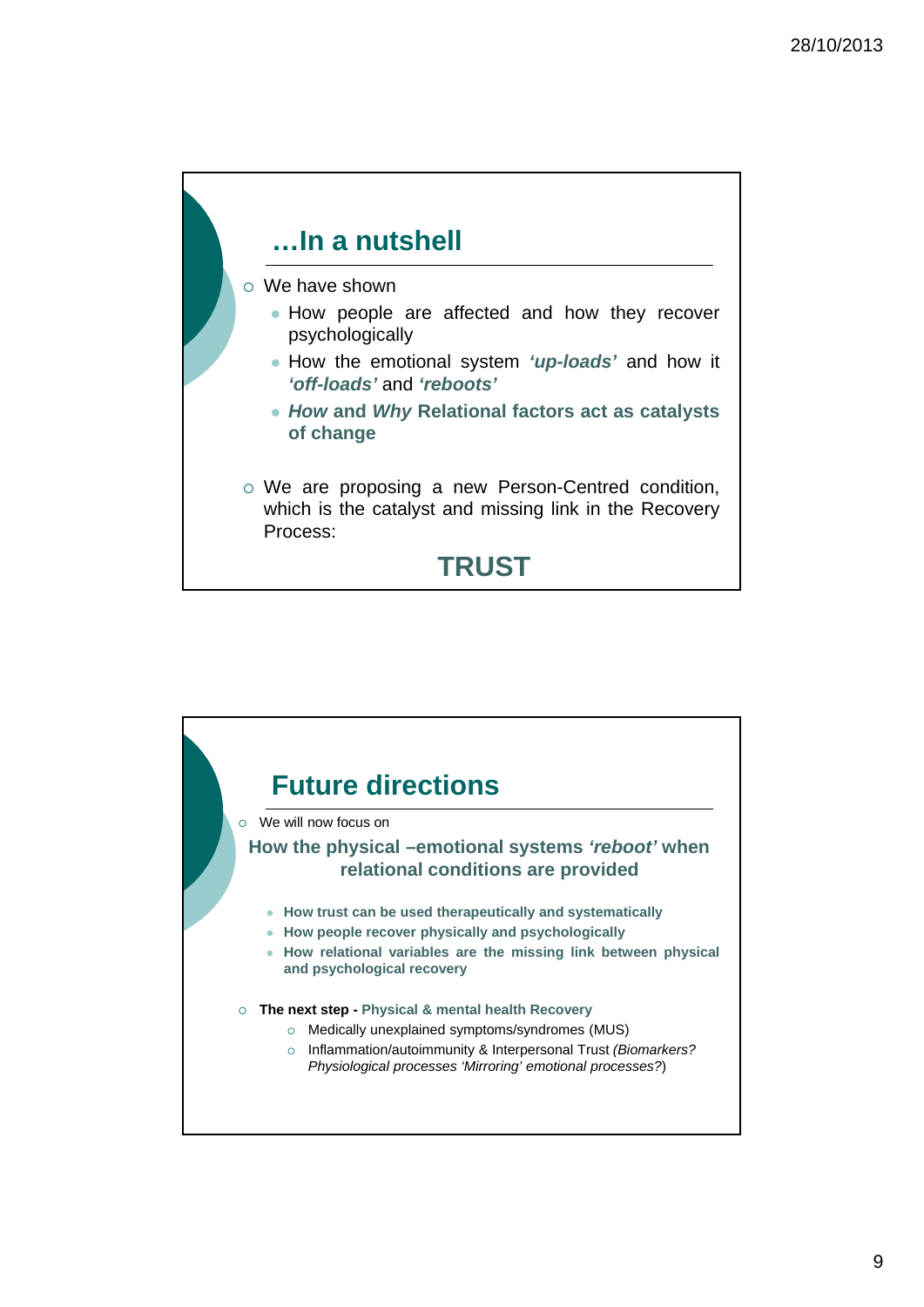## …In a nutshell

- We have shown
  - How people are affected and how they recover psychologically
  - How the emotional system ***'up-loads'*** and how it ***'off-loads'*** and ***'reboots'***
  - ***How* and *Why* Relational factors act as catalysts of change**
- We are proposing a new Person-Centred condition, which is the catalyst and missing link in the Recovery Process:

**TRUST**

## Future directions

- We will now focus on

**How the physical –emotional systems *'reboot'* when relational conditions are provided**

- **How trust can be used therapeutically and systematically**
- **How people recover physically and psychologically**
- **How relational variables are the missing link between physical and psychological recovery**

- **The next step - Physical & mental health Recovery**
  - Medically unexplained symptoms/syndromes (MUS)
  - Inflammation/autoimmunity & Interpersonal Trust *(Biomarkers? Physiological processes 'Mirroring' emotional processes?*)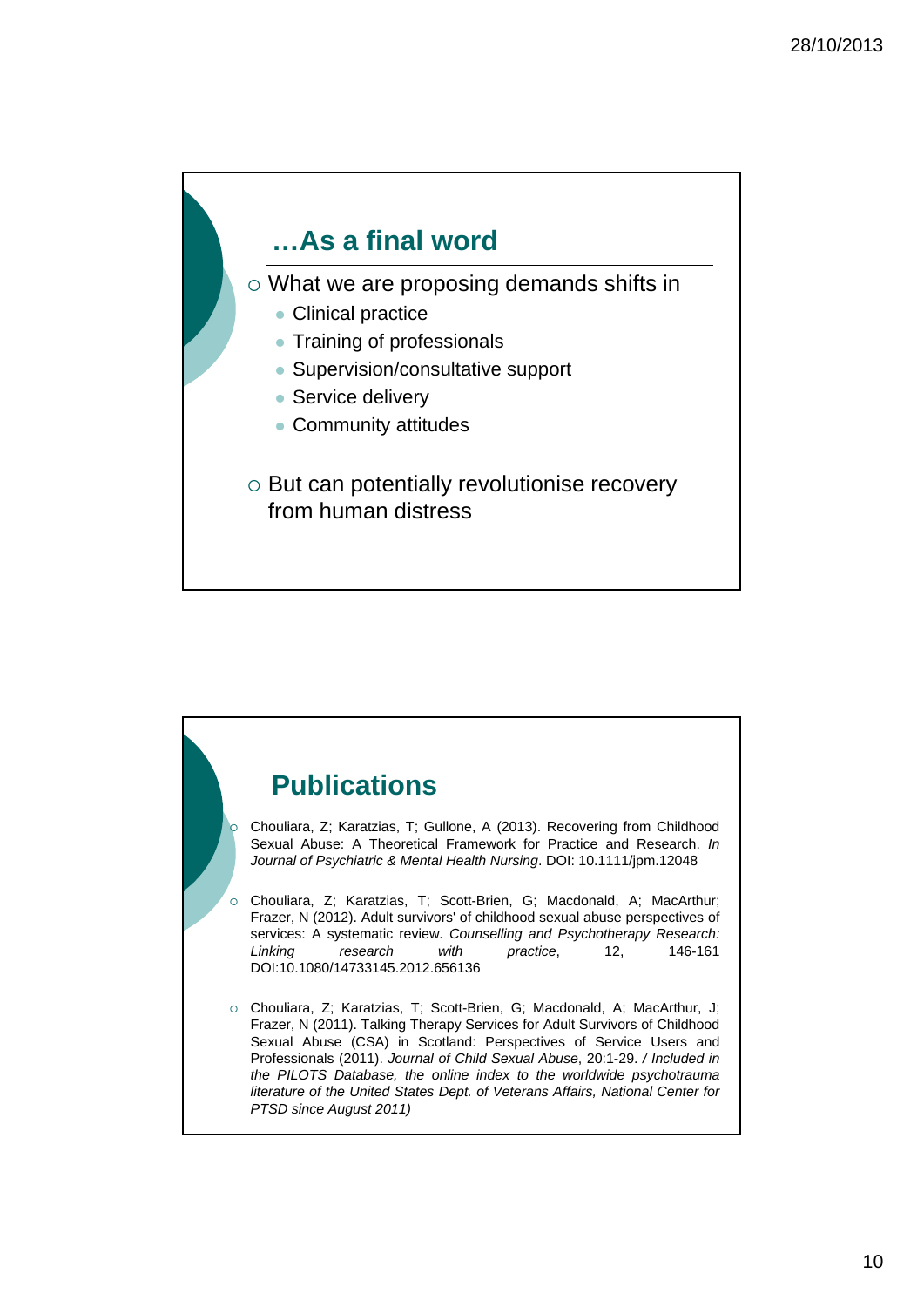## …As a final word

- What we are proposing demands shifts in
  - Clinical practice
  - Training of professionals
  - Supervision/consultative support
  - Service delivery
  - Community attitudes

- But can potentially revolutionise recovery from human distress

## Publications

- Chouliara, Z; Karatzias, T; Gullone, A (2013). Recovering from Childhood Sexual Abuse: A Theoretical Framework for Practice and Research. *In Journal of Psychiatric & Mental Health Nursing*. DOI: 10.1111/jpm.12048

- Chouliara, Z; Karatzias, T; Scott-Brien, G; Macdonald, A; MacArthur; Frazer, N (2012). Adult survivors' of childhood sexual abuse perspectives of services: A systematic review. *Counselling and Psychotherapy Research: Linking research with practice*, 12, 146-161 DOI:10.1080/14733145.2012.656136

- Chouliara, Z; Karatzias, T; Scott-Brien, G; Macdonald, A; MacArthur, J; Frazer, N (2011). Talking Therapy Services for Adult Survivors of Childhood Sexual Abuse (CSA) in Scotland: Perspectives of Service Users and Professionals (2011). *Journal of Child Sexual Abuse*, 20:1-29. */ Included in the PILOTS Database, the online index to the worldwide psychotrauma literature of the United States Dept. of Veterans Affairs, National Center for PTSD since August 2011)*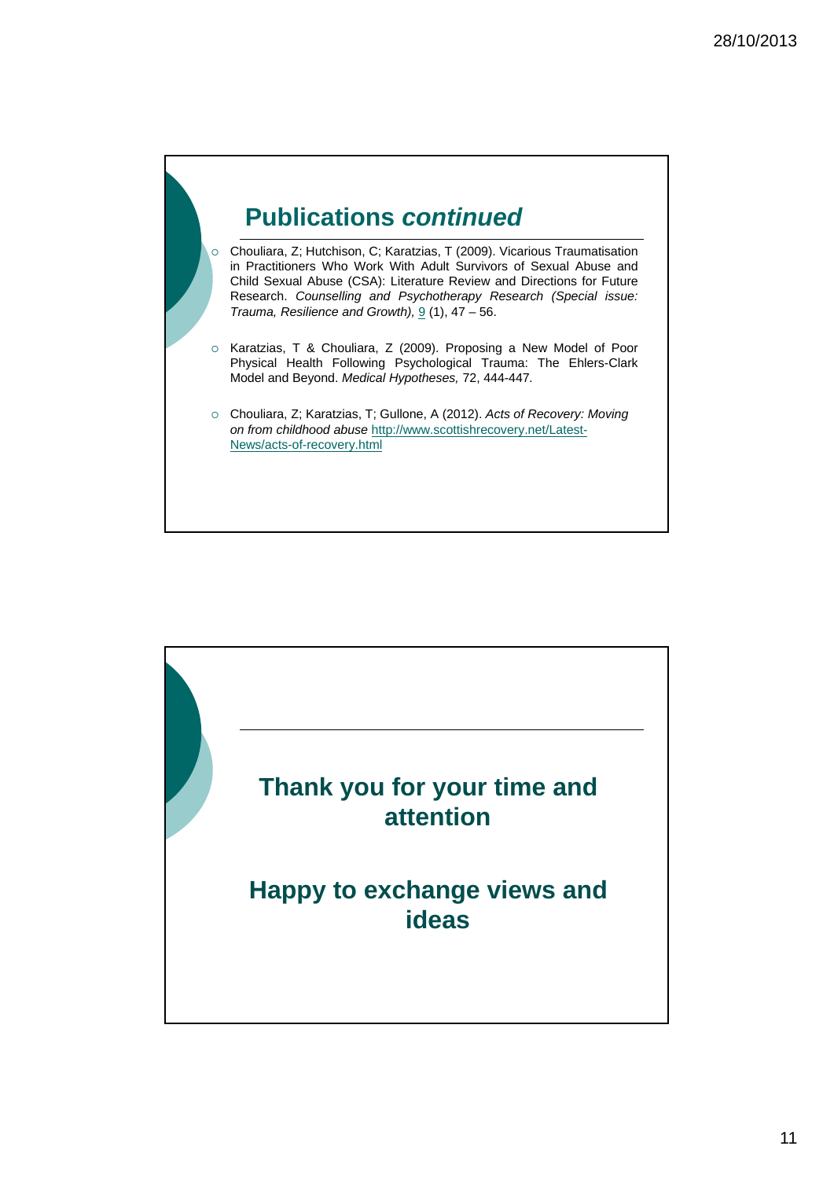## Publications *continued*

- Chouliara, Z; Hutchison, C; Karatzias, T (2009). Vicarious Traumatisation in Practitioners Who Work With Adult Survivors of Sexual Abuse and Child Sexual Abuse (CSA): Literature Review and Directions for Future Research. *Counselling and Psychotherapy Research (Special issue: Trauma, Resilience and Growth),* 9 (1), 47 – 56.

- Karatzias, T & Chouliara, Z (2009). Proposing a New Model of Poor Physical Health Following Psychological Trauma: The Ehlers-Clark Model and Beyond. *Medical Hypotheses,* 72, 444-447.

- Chouliara, Z; Karatzias, T; Gullone, A (2012). *Acts of Recovery: Moving on from childhood abuse* http://www.scottishrecovery.net/Latest-News/acts-of-recovery.html

---

## Thank you for your time and attention

## Happy to exchange views and ideas